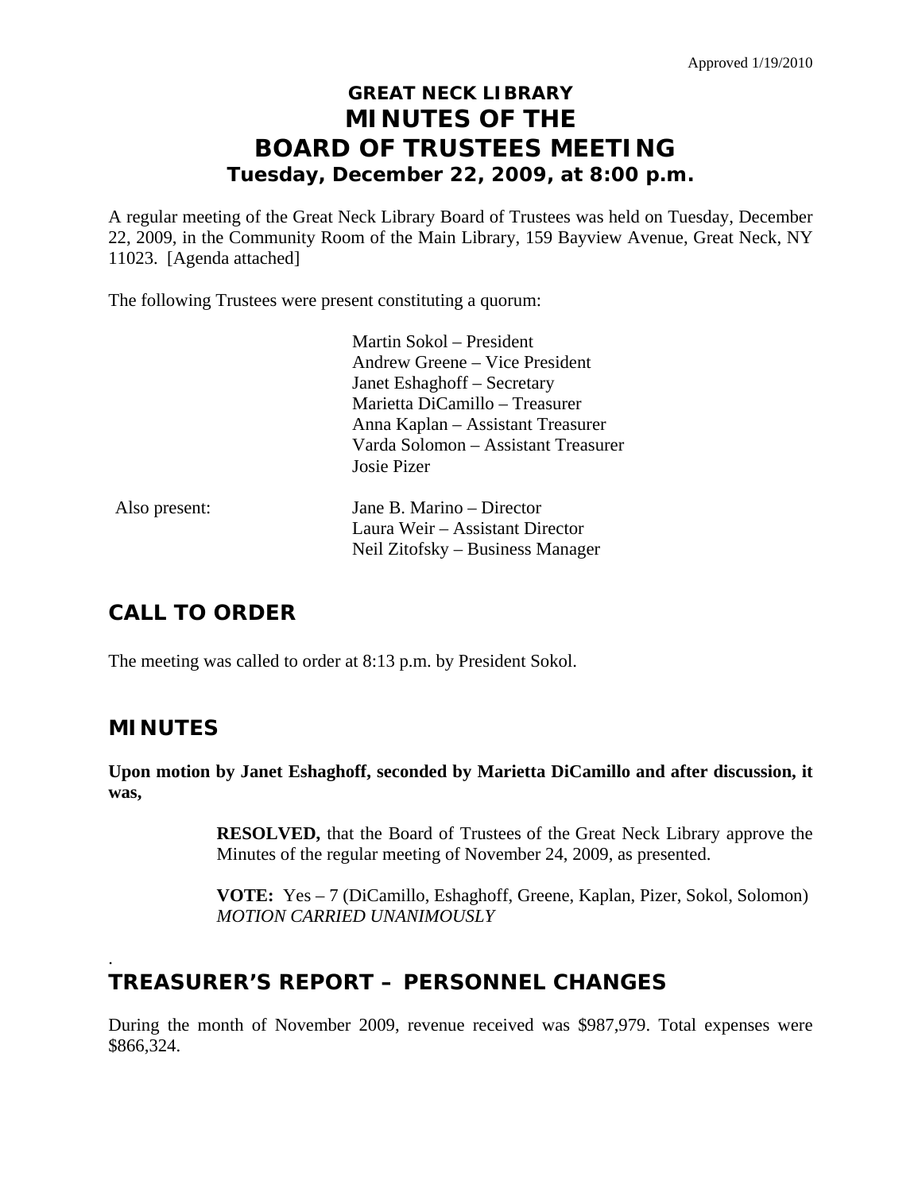Approved 1/19/2010

# GREAT NECK LIBRARY
# MINUTES OF THE
# BOARD OF TRUSTEES MEETING
### Tuesday, December 22, 2009, at 8:00 p.m.

A regular meeting of the Great Neck Library Board of Trustees was held on Tuesday, December 22, 2009, in the Community Room of the Main Library, 159 Bayview Avenue, Great Neck, NY 11023. [Agenda attached]

The following Trustees were present constituting a quorum:

Martin Sokol – President
Andrew Greene – Vice President
Janet Eshaghoff – Secretary
Marietta DiCamillo – Treasurer
Anna Kaplan – Assistant Treasurer
Varda Solomon – Assistant Treasurer
Josie Pizer

Also present:

Jane B. Marino – Director
Laura Weir – Assistant Director
Neil Zitofsky – Business Manager

## CALL TO ORDER

The meeting was called to order at 8:13 p.m. by President Sokol.

## MINUTES

**Upon motion by Janet Eshaghoff, seconded by Marietta DiCamillo and after discussion, it was,**

> **RESOLVED,** that the Board of Trustees of the Great Neck Library approve the Minutes of the regular meeting of November 24, 2009, as presented.
>
> **VOTE:** Yes – 7 (DiCamillo, Eshaghoff, Greene, Kaplan, Pizer, Sokol, Solomon)
> *MOTION CARRIED UNANIMOUSLY*

.

## TREASURER'S REPORT – PERSONNEL CHANGES

During the month of November 2009, revenue received was $987,979. Total expenses were $866,324.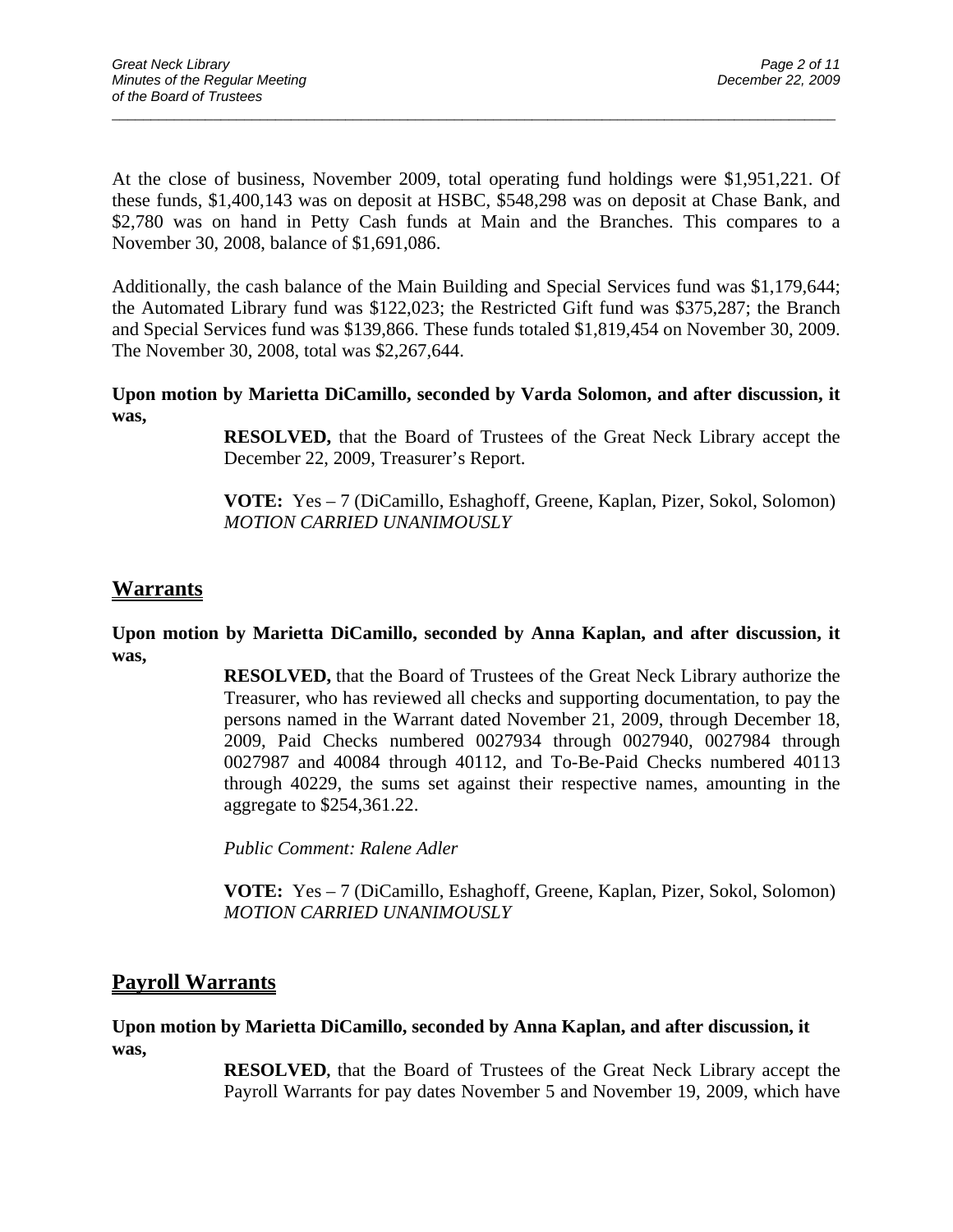At the close of business, November 2009, total operating fund holdings were $1,951,221. Of these funds, $1,400,143 was on deposit at HSBC, $548,298 was on deposit at Chase Bank, and $2,780 was on hand in Petty Cash funds at Main and the Branches. This compares to a November 30, 2008, balance of $1,691,086.

Additionally, the cash balance of the Main Building and Special Services fund was $1,179,644; the Automated Library fund was $122,023; the Restricted Gift fund was $375,287; the Branch and Special Services fund was $139,866. These funds totaled $1,819,454 on November 30, 2009. The November 30, 2008, total was $2,267,644.

**Upon motion by Marietta DiCamillo, seconded by Varda Solomon, and after discussion, it was,**

> **RESOLVED,** that the Board of Trustees of the Great Neck Library accept the December 22, 2009, Treasurer's Report.
>
> **VOTE:** Yes – 7 (DiCamillo, Eshaghoff, Greene, Kaplan, Pizer, Sokol, Solomon)
> *MOTION CARRIED UNANIMOUSLY*

## Warrants

**Upon motion by Marietta DiCamillo, seconded by Anna Kaplan, and after discussion, it was,**

> **RESOLVED,** that the Board of Trustees of the Great Neck Library authorize the Treasurer, who has reviewed all checks and supporting documentation, to pay the persons named in the Warrant dated November 21, 2009, through December 18, 2009, Paid Checks numbered 0027934 through 0027940, 0027984 through 0027987 and 40084 through 40112, and To-Be-Paid Checks numbered 40113 through 40229, the sums set against their respective names, amounting in the aggregate to $254,361.22.
>
> *Public Comment: Ralene Adler*
>
> **VOTE:** Yes – 7 (DiCamillo, Eshaghoff, Greene, Kaplan, Pizer, Sokol, Solomon)
> *MOTION CARRIED UNANIMOUSLY*

## Payroll Warrants

**Upon motion by Marietta DiCamillo, seconded by Anna Kaplan, and after discussion, it was,**

> **RESOLVED**, that the Board of Trustees of the Great Neck Library accept the Payroll Warrants for pay dates November 5 and November 19, 2009, which have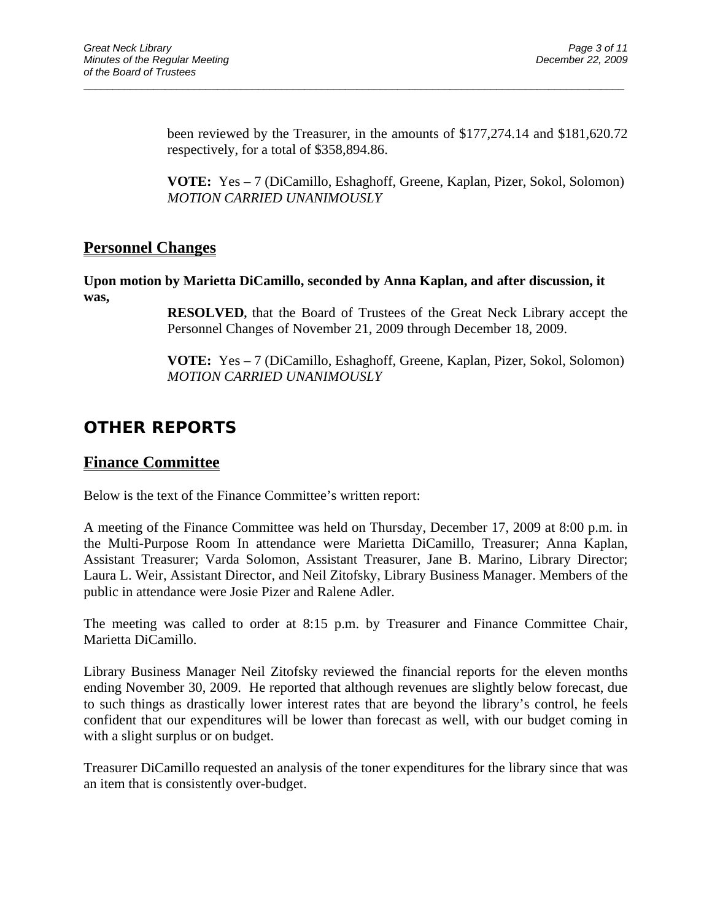been reviewed by the Treasurer, in the amounts of $177,274.14 and $181,620.72 respectively, for a total of $358,894.86.

**VOTE:** Yes – 7 (DiCamillo, Eshaghoff, Greene, Kaplan, Pizer, Sokol, Solomon)
*MOTION CARRIED UNANIMOUSLY*

## Personnel Changes

**Upon motion by Marietta DiCamillo, seconded by Anna Kaplan, and after discussion, it was,**

**RESOLVED**, that the Board of Trustees of the Great Neck Library accept the Personnel Changes of November 21, 2009 through December 18, 2009.

**VOTE:** Yes – 7 (DiCamillo, Eshaghoff, Greene, Kaplan, Pizer, Sokol, Solomon)
*MOTION CARRIED UNANIMOUSLY*

# OTHER REPORTS

## Finance Committee

Below is the text of the Finance Committee's written report:

A meeting of the Finance Committee was held on Thursday, December 17, 2009 at 8:00 p.m. in the Multi-Purpose Room In attendance were Marietta DiCamillo, Treasurer; Anna Kaplan, Assistant Treasurer; Varda Solomon, Assistant Treasurer, Jane B. Marino, Library Director; Laura L. Weir, Assistant Director, and Neil Zitofsky, Library Business Manager. Members of the public in attendance were Josie Pizer and Ralene Adler.

The meeting was called to order at 8:15 p.m. by Treasurer and Finance Committee Chair, Marietta DiCamillo.

Library Business Manager Neil Zitofsky reviewed the financial reports for the eleven months ending November 30, 2009. He reported that although revenues are slightly below forecast, due to such things as drastically lower interest rates that are beyond the library's control, he feels confident that our expenditures will be lower than forecast as well, with our budget coming in with a slight surplus or on budget.

Treasurer DiCamillo requested an analysis of the toner expenditures for the library since that was an item that is consistently over-budget.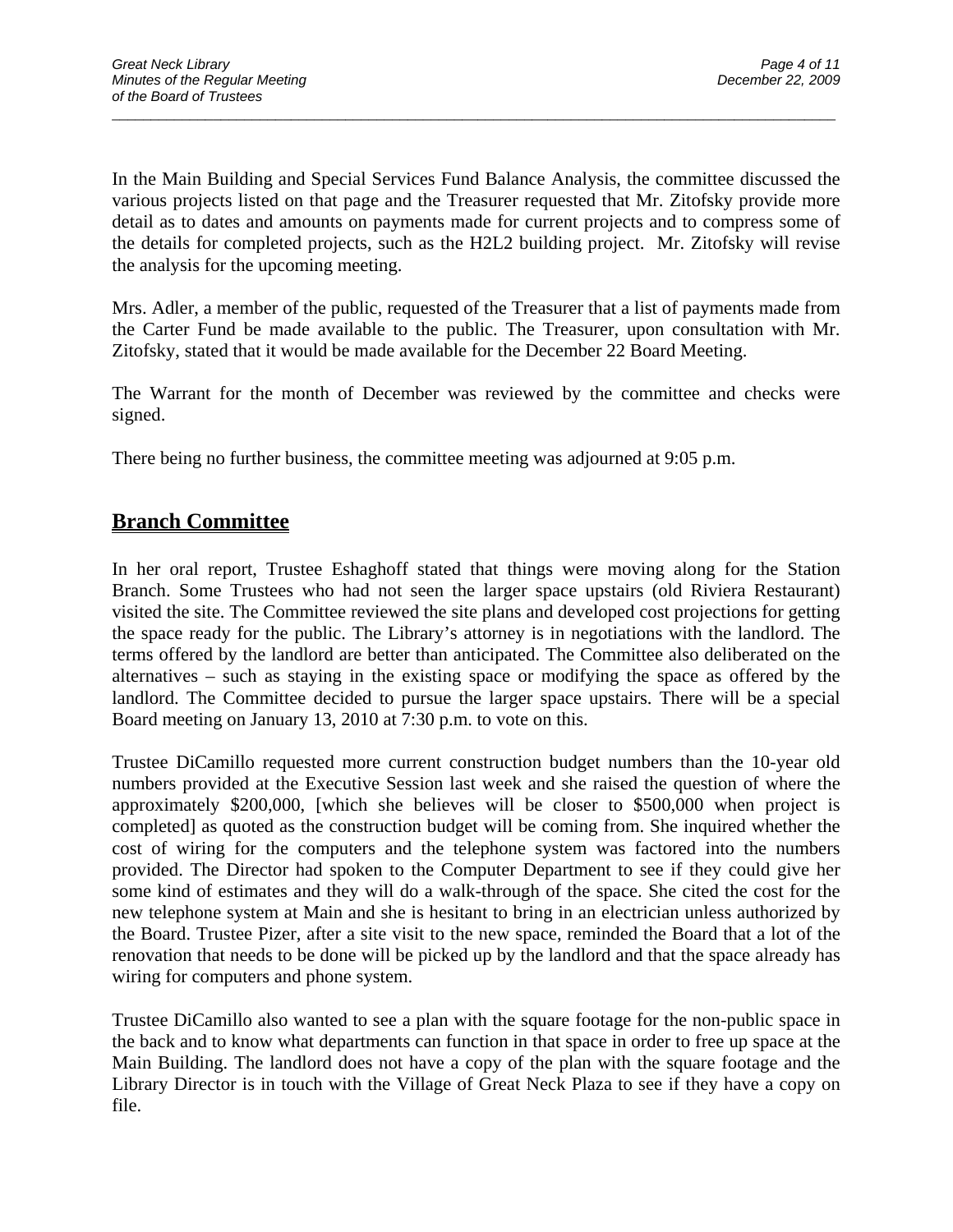In the Main Building and Special Services Fund Balance Analysis, the committee discussed the various projects listed on that page and the Treasurer requested that Mr. Zitofsky provide more detail as to dates and amounts on payments made for current projects and to compress some of the details for completed projects, such as the H2L2 building project. Mr. Zitofsky will revise the analysis for the upcoming meeting.

Mrs. Adler, a member of the public, requested of the Treasurer that a list of payments made from the Carter Fund be made available to the public. The Treasurer, upon consultation with Mr. Zitofsky, stated that it would be made available for the December 22 Board Meeting.

The Warrant for the month of December was reviewed by the committee and checks were signed.

There being no further business, the committee meeting was adjourned at 9:05 p.m.

## Branch Committee

In her oral report, Trustee Eshaghoff stated that things were moving along for the Station Branch. Some Trustees who had not seen the larger space upstairs (old Riviera Restaurant) visited the site. The Committee reviewed the site plans and developed cost projections for getting the space ready for the public. The Library's attorney is in negotiations with the landlord. The terms offered by the landlord are better than anticipated. The Committee also deliberated on the alternatives – such as staying in the existing space or modifying the space as offered by the landlord. The Committee decided to pursue the larger space upstairs. There will be a special Board meeting on January 13, 2010 at 7:30 p.m. to vote on this.

Trustee DiCamillo requested more current construction budget numbers than the 10-year old numbers provided at the Executive Session last week and she raised the question of where the approximately $200,000, [which she believes will be closer to $500,000 when project is completed] as quoted as the construction budget will be coming from. She inquired whether the cost of wiring for the computers and the telephone system was factored into the numbers provided. The Director had spoken to the Computer Department to see if they could give her some kind of estimates and they will do a walk-through of the space. She cited the cost for the new telephone system at Main and she is hesitant to bring in an electrician unless authorized by the Board. Trustee Pizer, after a site visit to the new space, reminded the Board that a lot of the renovation that needs to be done will be picked up by the landlord and that the space already has wiring for computers and phone system.

Trustee DiCamillo also wanted to see a plan with the square footage for the non-public space in the back and to know what departments can function in that space in order to free up space at the Main Building. The landlord does not have a copy of the plan with the square footage and the Library Director is in touch with the Village of Great Neck Plaza to see if they have a copy on file.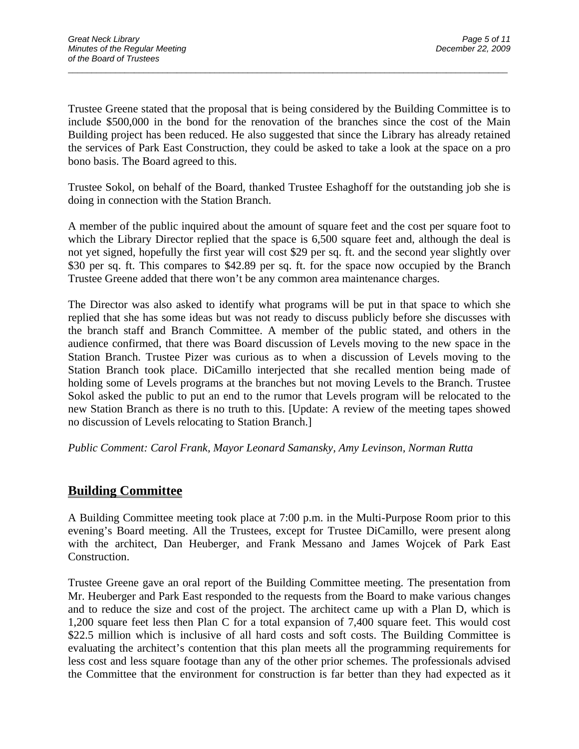Trustee Greene stated that the proposal that is being considered by the Building Committee is to include $500,000 in the bond for the renovation of the branches since the cost of the Main Building project has been reduced. He also suggested that since the Library has already retained the services of Park East Construction, they could be asked to take a look at the space on a pro bono basis. The Board agreed to this.

Trustee Sokol, on behalf of the Board, thanked Trustee Eshaghoff for the outstanding job she is doing in connection with the Station Branch.

A member of the public inquired about the amount of square feet and the cost per square foot to which the Library Director replied that the space is 6,500 square feet and, although the deal is not yet signed, hopefully the first year will cost $29 per sq. ft. and the second year slightly over $30 per sq. ft. This compares to $42.89 per sq. ft. for the space now occupied by the Branch Trustee Greene added that there won't be any common area maintenance charges.

The Director was also asked to identify what programs will be put in that space to which she replied that she has some ideas but was not ready to discuss publicly before she discusses with the branch staff and Branch Committee. A member of the public stated, and others in the audience confirmed, that there was Board discussion of Levels moving to the new space in the Station Branch. Trustee Pizer was curious as to when a discussion of Levels moving to the Station Branch took place. DiCamillo interjected that she recalled mention being made of holding some of Levels programs at the branches but not moving Levels to the Branch. Trustee Sokol asked the public to put an end to the rumor that Levels program will be relocated to the new Station Branch as there is no truth to this. [Update: A review of the meeting tapes showed no discussion of Levels relocating to Station Branch.]

*Public Comment: Carol Frank, Mayor Leonard Samansky, Amy Levinson, Norman Rutta*

## Building Committee

A Building Committee meeting took place at 7:00 p.m. in the Multi-Purpose Room prior to this evening's Board meeting. All the Trustees, except for Trustee DiCamillo, were present along with the architect, Dan Heuberger, and Frank Messano and James Wojcek of Park East Construction.

Trustee Greene gave an oral report of the Building Committee meeting. The presentation from Mr. Heuberger and Park East responded to the requests from the Board to make various changes and to reduce the size and cost of the project. The architect came up with a Plan D, which is 1,200 square feet less then Plan C for a total expansion of 7,400 square feet. This would cost $22.5 million which is inclusive of all hard costs and soft costs. The Building Committee is evaluating the architect's contention that this plan meets all the programming requirements for less cost and less square footage than any of the other prior schemes. The professionals advised the Committee that the environment for construction is far better than they had expected as it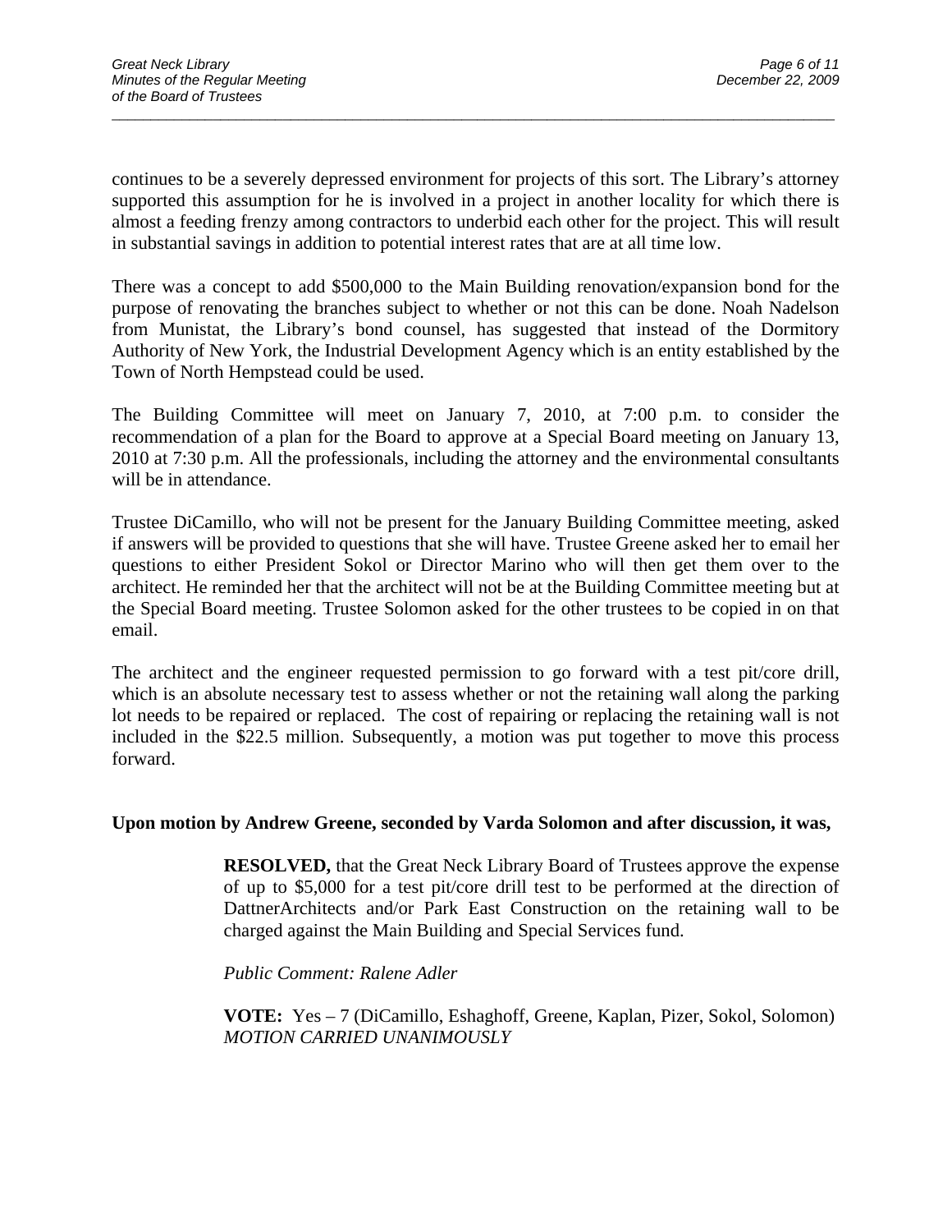continues to be a severely depressed environment for projects of this sort. The Library's attorney supported this assumption for he is involved in a project in another locality for which there is almost a feeding frenzy among contractors to underbid each other for the project. This will result in substantial savings in addition to potential interest rates that are at all time low.

There was a concept to add $500,000 to the Main Building renovation/expansion bond for the purpose of renovating the branches subject to whether or not this can be done. Noah Nadelson from Munistat, the Library's bond counsel, has suggested that instead of the Dormitory Authority of New York, the Industrial Development Agency which is an entity established by the Town of North Hempstead could be used.

The Building Committee will meet on January 7, 2010, at 7:00 p.m. to consider the recommendation of a plan for the Board to approve at a Special Board meeting on January 13, 2010 at 7:30 p.m. All the professionals, including the attorney and the environmental consultants will be in attendance.

Trustee DiCamillo, who will not be present for the January Building Committee meeting, asked if answers will be provided to questions that she will have. Trustee Greene asked her to email her questions to either President Sokol or Director Marino who will then get them over to the architect. He reminded her that the architect will not be at the Building Committee meeting but at the Special Board meeting. Trustee Solomon asked for the other trustees to be copied in on that email.

The architect and the engineer requested permission to go forward with a test pit/core drill, which is an absolute necessary test to assess whether or not the retaining wall along the parking lot needs to be repaired or replaced. The cost of repairing or replacing the retaining wall is not included in the $22.5 million. Subsequently, a motion was put together to move this process forward.

**Upon motion by Andrew Greene, seconded by Varda Solomon and after discussion, it was,**

> **RESOLVED,** that the Great Neck Library Board of Trustees approve the expense of up to $5,000 for a test pit/core drill test to be performed at the direction of DattnerArchitects and/or Park East Construction on the retaining wall to be charged against the Main Building and Special Services fund.
>
> *Public Comment: Ralene Adler*
>
> **VOTE:** Yes – 7 (DiCamillo, Eshaghoff, Greene, Kaplan, Pizer, Sokol, Solomon)
> *MOTION CARRIED UNANIMOUSLY*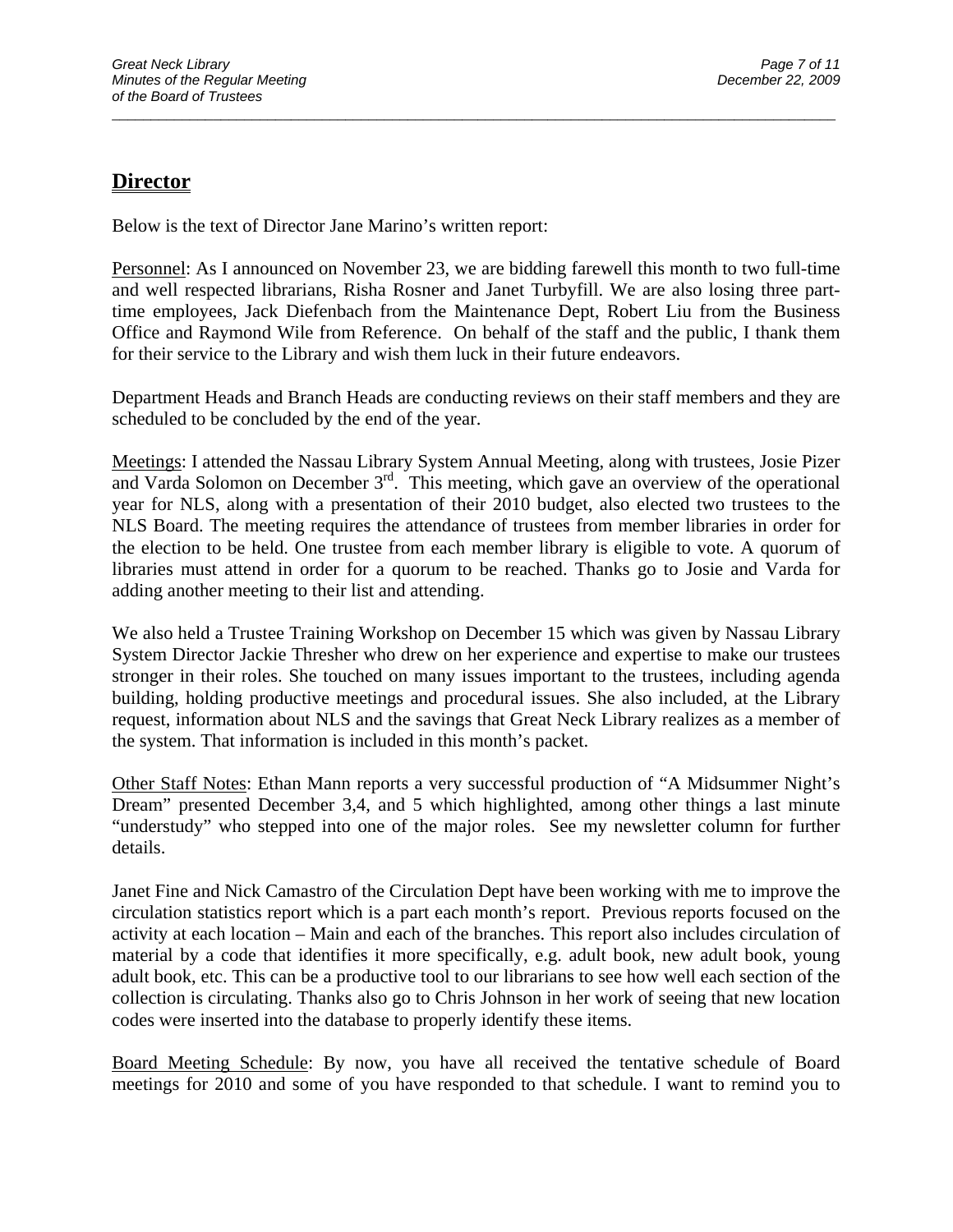## Director

Below is the text of Director Jane Marino's written report:

Personnel: As I announced on November 23, we are bidding farewell this month to two full-time and well respected librarians, Risha Rosner and Janet Turbyfill. We are also losing three part-time employees, Jack Diefenbach from the Maintenance Dept, Robert Liu from the Business Office and Raymond Wile from Reference. On behalf of the staff and the public, I thank them for their service to the Library and wish them luck in their future endeavors.

Department Heads and Branch Heads are conducting reviews on their staff members and they are scheduled to be concluded by the end of the year.

Meetings: I attended the Nassau Library System Annual Meeting, along with trustees, Josie Pizer and Varda Solomon on December 3rd. This meeting, which gave an overview of the operational year for NLS, along with a presentation of their 2010 budget, also elected two trustees to the NLS Board. The meeting requires the attendance of trustees from member libraries in order for the election to be held. One trustee from each member library is eligible to vote. A quorum of libraries must attend in order for a quorum to be reached. Thanks go to Josie and Varda for adding another meeting to their list and attending.

We also held a Trustee Training Workshop on December 15 which was given by Nassau Library System Director Jackie Thresher who drew on her experience and expertise to make our trustees stronger in their roles. She touched on many issues important to the trustees, including agenda building, holding productive meetings and procedural issues. She also included, at the Library request, information about NLS and the savings that Great Neck Library realizes as a member of the system. That information is included in this month's packet.

Other Staff Notes: Ethan Mann reports a very successful production of "A Midsummer Night's Dream" presented December 3,4, and 5 which highlighted, among other things a last minute "understudy" who stepped into one of the major roles. See my newsletter column for further details.

Janet Fine and Nick Camastro of the Circulation Dept have been working with me to improve the circulation statistics report which is a part each month's report. Previous reports focused on the activity at each location – Main and each of the branches. This report also includes circulation of material by a code that identifies it more specifically, e.g. adult book, new adult book, young adult book, etc. This can be a productive tool to our librarians to see how well each section of the collection is circulating. Thanks also go to Chris Johnson in her work of seeing that new location codes were inserted into the database to properly identify these items.

Board Meeting Schedule: By now, you have all received the tentative schedule of Board meetings for 2010 and some of you have responded to that schedule. I want to remind you to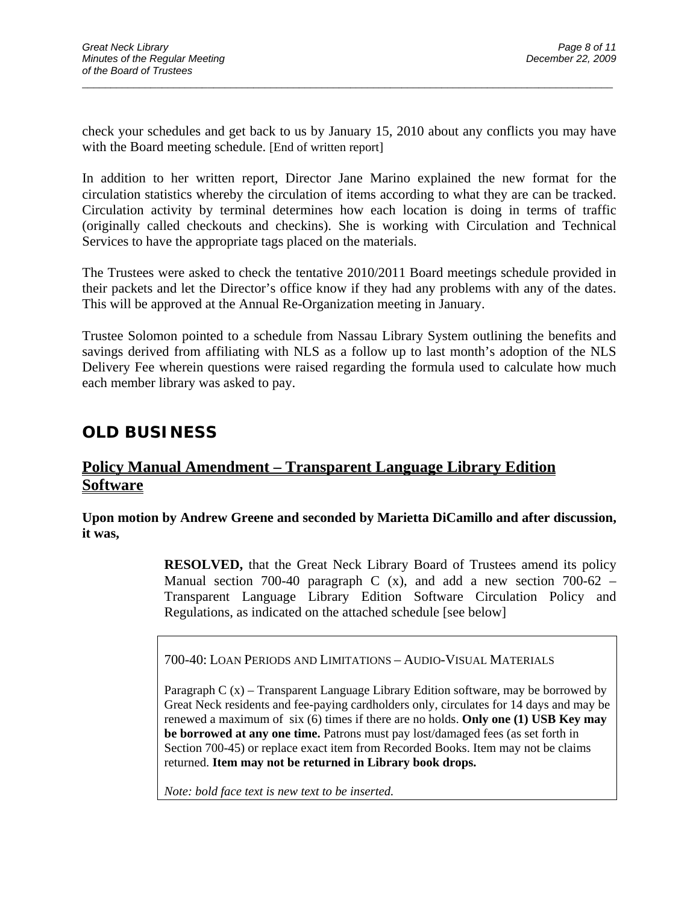check your schedules and get back to us by January 15, 2010 about any conflicts you may have with the Board meeting schedule. [End of written report]

In addition to her written report, Director Jane Marino explained the new format for the circulation statistics whereby the circulation of items according to what they are can be tracked. Circulation activity by terminal determines how each location is doing in terms of traffic (originally called checkouts and checkins). She is working with Circulation and Technical Services to have the appropriate tags placed on the materials.

The Trustees were asked to check the tentative 2010/2011 Board meetings schedule provided in their packets and let the Director's office know if they had any problems with any of the dates. This will be approved at the Annual Re-Organization meeting in January.

Trustee Solomon pointed to a schedule from Nassau Library System outlining the benefits and savings derived from affiliating with NLS as a follow up to last month's adoption of the NLS Delivery Fee wherein questions were raised regarding the formula used to calculate how much each member library was asked to pay.

## OLD BUSINESS

### Policy Manual Amendment – Transparent Language Library Edition Software

**Upon motion by Andrew Greene and seconded by Marietta DiCamillo and after discussion, it was,**

> **RESOLVED,** that the Great Neck Library Board of Trustees amend its policy Manual section 700-40 paragraph C (x), and add a new section 700-62 – Transparent Language Library Edition Software Circulation Policy and Regulations, as indicated on the attached schedule [see below]

> 700-40: LOAN PERIODS AND LIMITATIONS – AUDIO-VISUAL MATERIALS
>
> Paragraph C (x) – Transparent Language Library Edition software, may be borrowed by Great Neck residents and fee-paying cardholders only, circulates for 14 days and may be renewed a maximum of six (6) times if there are no holds. **Only one (1) USB Key may be borrowed at any one time.** Patrons must pay lost/damaged fees (as set forth in Section 700-45) or replace exact item from Recorded Books. Item may not be claims returned. **Item may not be returned in Library book drops.**
>
> *Note: bold face text is new text to be inserted.*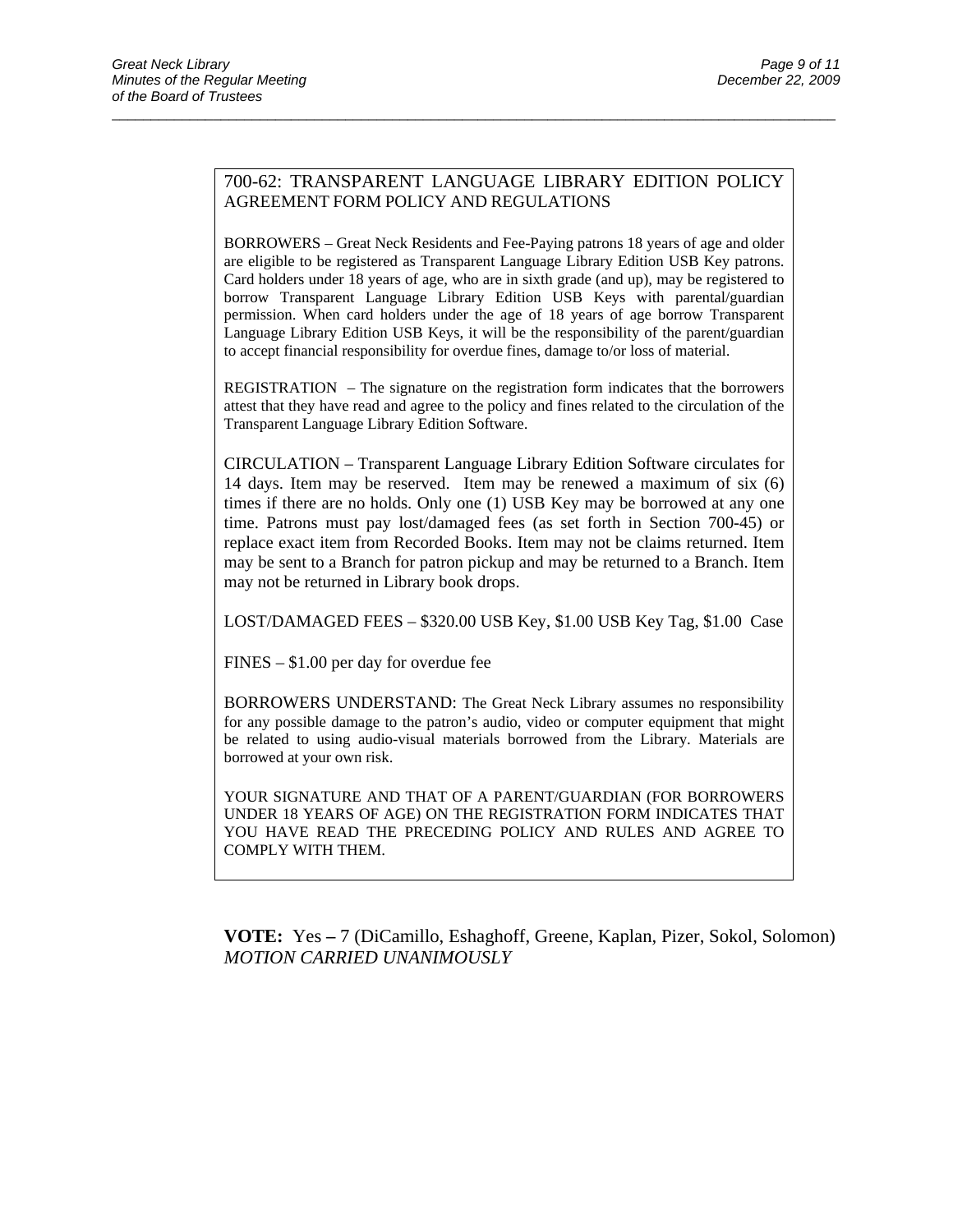700-62: TRANSPARENT LANGUAGE LIBRARY EDITION POLICY AGREEMENT FORM POLICY AND REGULATIONS

BORROWERS – Great Neck Residents and Fee-Paying patrons 18 years of age and older are eligible to be registered as Transparent Language Library Edition USB Key patrons. Card holders under 18 years of age, who are in sixth grade (and up), may be registered to borrow Transparent Language Library Edition USB Keys with parental/guardian permission. When card holders under the age of 18 years of age borrow Transparent Language Library Edition USB Keys, it will be the responsibility of the parent/guardian to accept financial responsibility for overdue fines, damage to/or loss of material.

REGISTRATION – The signature on the registration form indicates that the borrowers attest that they have read and agree to the policy and fines related to the circulation of the Transparent Language Library Edition Software.

CIRCULATION – Transparent Language Library Edition Software circulates for 14 days. Item may be reserved. Item may be renewed a maximum of six (6) times if there are no holds. Only one (1) USB Key may be borrowed at any one time. Patrons must pay lost/damaged fees (as set forth in Section 700-45) or replace exact item from Recorded Books. Item may not be claims returned. Item may be sent to a Branch for patron pickup and may be returned to a Branch. Item may not be returned in Library book drops.

LOST/DAMAGED FEES – $320.00 USB Key, $1.00 USB Key Tag, $1.00 Case

FINES – $1.00 per day for overdue fee

BORROWERS UNDERSTAND: The Great Neck Library assumes no responsibility for any possible damage to the patron's audio, video or computer equipment that might be related to using audio-visual materials borrowed from the Library. Materials are borrowed at your own risk.

YOUR SIGNATURE AND THAT OF A PARENT/GUARDIAN (FOR BORROWERS UNDER 18 YEARS OF AGE) ON THE REGISTRATION FORM INDICATES THAT YOU HAVE READ THE PRECEDING POLICY AND RULES AND AGREE TO COMPLY WITH THEM.

**VOTE:** Yes **–** 7 (DiCamillo, Eshaghoff, Greene, Kaplan, Pizer, Sokol, Solomon)
*MOTION CARRIED UNANIMOUSLY*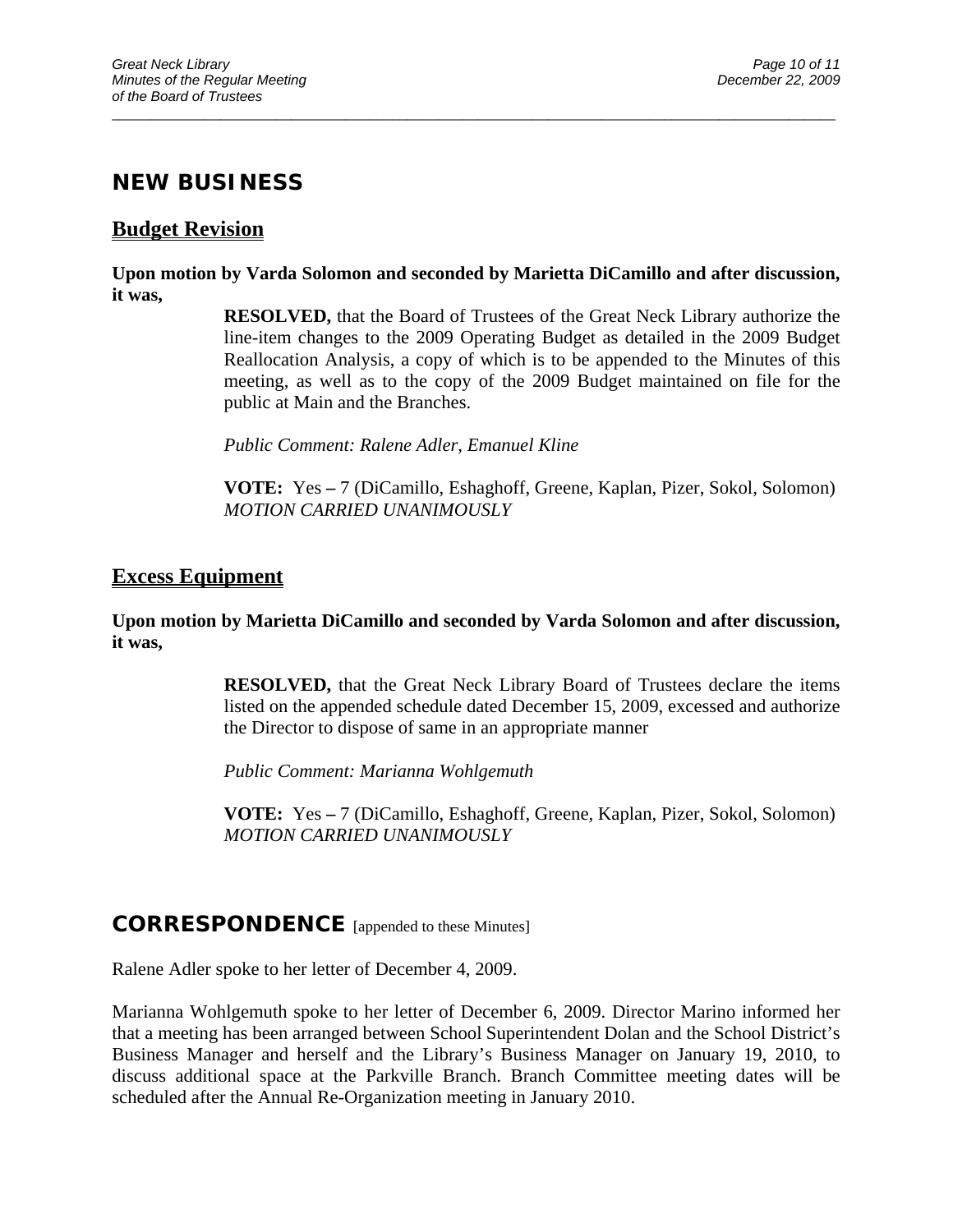# NEW BUSINESS

## Budget Revision

**Upon motion by Varda Solomon and seconded by Marietta DiCamillo and after discussion, it was,**

> **RESOLVED,** that the Board of Trustees of the Great Neck Library authorize the line-item changes to the 2009 Operating Budget as detailed in the 2009 Budget Reallocation Analysis, a copy of which is to be appended to the Minutes of this meeting, as well as to the copy of the 2009 Budget maintained on file for the public at Main and the Branches.
>
> *Public Comment: Ralene Adler, Emanuel Kline*
>
> **VOTE:** Yes **–** 7 (DiCamillo, Eshaghoff, Greene, Kaplan, Pizer, Sokol, Solomon)
> *MOTION CARRIED UNANIMOUSLY*

## Excess Equipment

**Upon motion by Marietta DiCamillo and seconded by Varda Solomon and after discussion, it was,**

> **RESOLVED,** that the Great Neck Library Board of Trustees declare the items listed on the appended schedule dated December 15, 2009, excessed and authorize the Director to dispose of same in an appropriate manner
>
> *Public Comment: Marianna Wohlgemuth*
>
> **VOTE:** Yes **–** 7 (DiCamillo, Eshaghoff, Greene, Kaplan, Pizer, Sokol, Solomon)
> *MOTION CARRIED UNANIMOUSLY*

# CORRESPONDENCE [appended to these Minutes]

Ralene Adler spoke to her letter of December 4, 2009.

Marianna Wohlgemuth spoke to her letter of December 6, 2009. Director Marino informed her that a meeting has been arranged between School Superintendent Dolan and the School District's Business Manager and herself and the Library's Business Manager on January 19, 2010, to discuss additional space at the Parkville Branch. Branch Committee meeting dates will be scheduled after the Annual Re-Organization meeting in January 2010.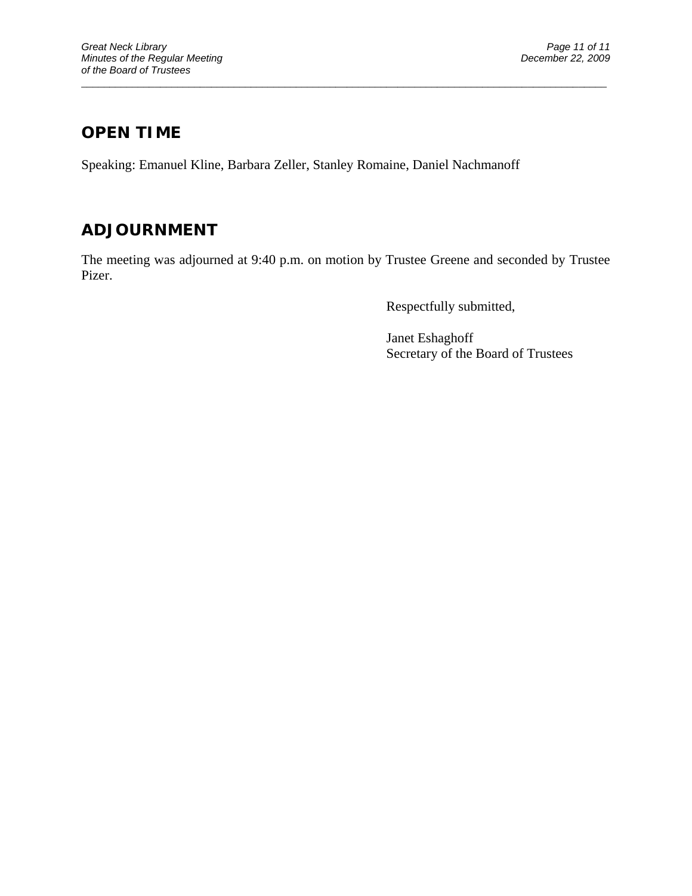## OPEN TIME

Speaking: Emanuel Kline, Barbara Zeller, Stanley Romaine, Daniel Nachmanoff

## ADJOURNMENT

The meeting was adjourned at 9:40 p.m. on motion by Trustee Greene and seconded by Trustee Pizer.

Respectfully submitted,

Janet Eshaghoff
Secretary of the Board of Trustees